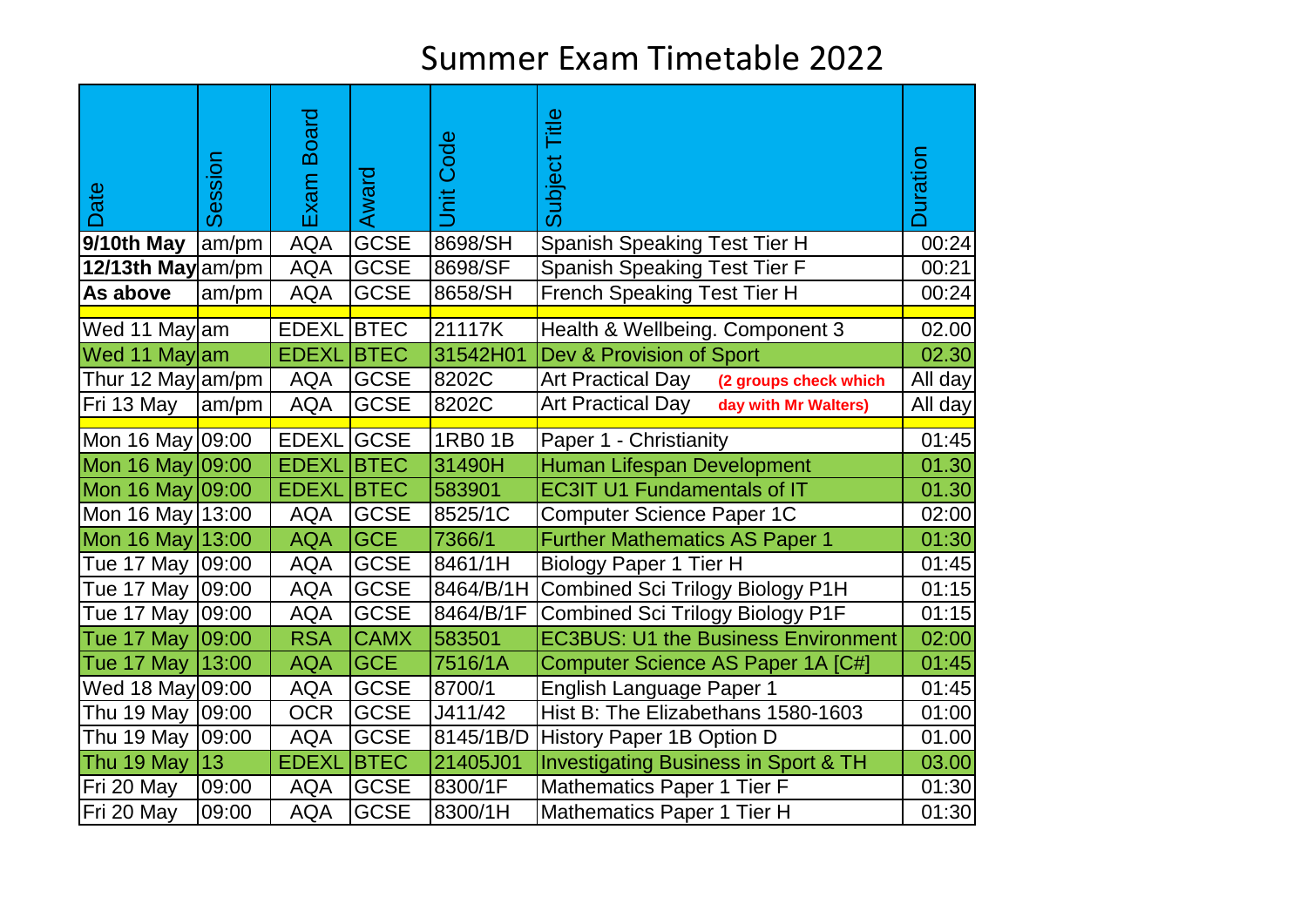# Summer Exam Timetable 2022

| Date | Session | Exam Board | Award | Unit Code | Subject Title | Duration |
|---|---|---|---|---|---|---|
| **9/10th May** | am/pm | AQA | GCSE | 8698/SH | Spanish Speaking Test Tier H | 00:24 |
| **12/13th May** | am/pm | AQA | GCSE | 8698/SF | Spanish Speaking Test Tier F | 00:21 |
| **As above** | am/pm | AQA | GCSE | 8658/SH | French Speaking Test Tier H | 00:24 |
| | | | | | | |
| Wed 11 May | am | EDEXL | BTEC | 21117K | Health & Wellbeing. Component 3 | 02.00 |
| Wed 11 May | am | EDEXL | BTEC | 31542H01 | Dev & Provision of Sport | 02.30 |
| Thur 12 May | am/pm | AQA | GCSE | 8202C | Art Practical Day **(2 groups check which** | All day |
| Fri 13 May | am/pm | AQA | GCSE | 8202C | Art Practical Day **day with Mr Walters)** | All day |
| | | | | | | |
| Mon 16 May | 09:00 | EDEXL | GCSE | 1RB0 1B | Paper 1 - Christianity | 01:45 |
| Mon 16 May | 09:00 | EDEXL | BTEC | 31490H | Human Lifespan Development | 01.30 |
| Mon 16 May | 09:00 | EDEXL | BTEC | 583901 | EC3IT U1 Fundamentals of IT | 01.30 |
| Mon 16 May | 13:00 | AQA | GCSE | 8525/1C | Computer Science Paper 1C | 02:00 |
| Mon 16 May | 13:00 | AQA | GCE | 7366/1 | Further Mathematics AS Paper 1 | 01:30 |
| Tue 17 May | 09:00 | AQA | GCSE | 8461/1H | Biology Paper 1 Tier H | 01:45 |
| Tue 17 May | 09:00 | AQA | GCSE | 8464/B/1H | Combined Sci Trilogy Biology P1H | 01:15 |
| Tue 17 May | 09:00 | AQA | GCSE | 8464/B/1F | Combined Sci Trilogy Biology P1F | 01:15 |
| Tue 17 May | 09:00 | RSA | CAMX | 583501 | EC3BUS: U1 the Business Environment | 02:00 |
| Tue 17 May | 13:00 | AQA | GCE | 7516/1A | Computer Science AS Paper 1A [C#] | 01:45 |
| Wed 18 May | 09:00 | AQA | GCSE | 8700/1 | English Language Paper 1 | 01:45 |
| Thu 19 May | 09:00 | OCR | GCSE | J411/42 | Hist B: The Elizabethans 1580-1603 | 01:00 |
| Thu 19 May | 09:00 | AQA | GCSE | 8145/1B/D | History Paper 1B Option D | 01.00 |
| Thu 19 May | 13 | EDEXL | BTEC | 21405J01 | Investigating Business in Sport & TH | 03.00 |
| Fri 20 May | 09:00 | AQA | GCSE | 8300/1F | Mathematics Paper 1 Tier F | 01:30 |
| Fri 20 May | 09:00 | AQA | GCSE | 8300/1H | Mathematics Paper 1 Tier H | 01:30 |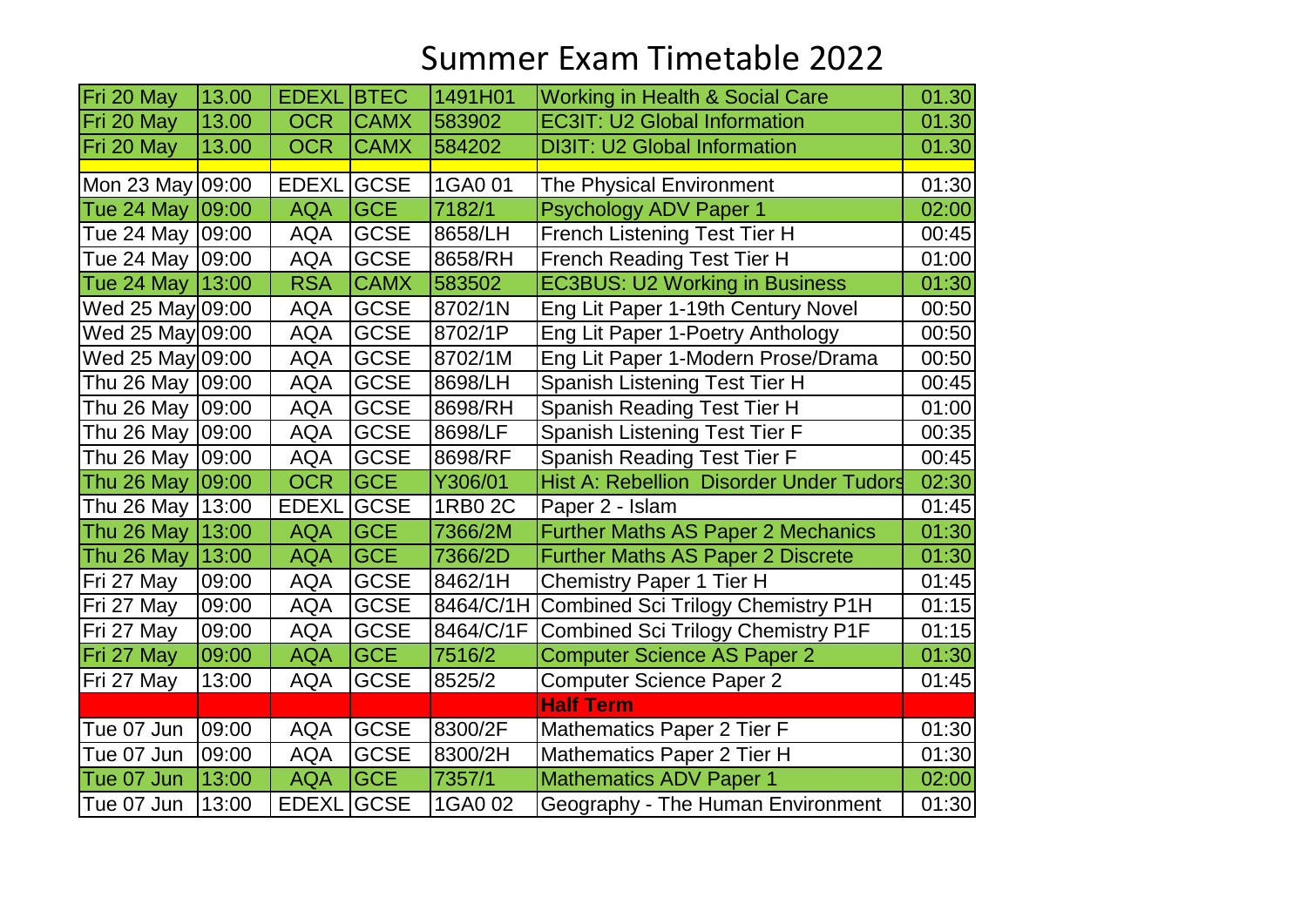# Summer Exam Timetable 2022

| | | | | | | |
|---|---|---|---|---|---|---|
| Fri 20 May | 13.00 | EDEXL | BTEC | 1491H01 | Working in Health & Social Care | 01.30 |
| Fri 20 May | 13.00 | OCR | CAMX | 583902 | EC3IT: U2 Global Information | 01.30 |
| Fri 20 May | 13.00 | OCR | CAMX | 584202 | DI3IT: U2 Global Information | 01.30 |
| | | | | | | |
| Mon 23 May | 09:00 | EDEXL | GCSE | 1GA0 01 | The Physical Environment | 01:30 |
| Tue 24 May | 09:00 | AQA | GCE | 7182/1 | Psychology ADV Paper 1 | 02:00 |
| Tue 24 May | 09:00 | AQA | GCSE | 8658/LH | French Listening Test Tier H | 00:45 |
| Tue 24 May | 09:00 | AQA | GCSE | 8658/RH | French Reading Test Tier H | 01:00 |
| Tue 24 May | 13:00 | RSA | CAMX | 583502 | EC3BUS: U2 Working in Business | 01:30 |
| Wed 25 May | 09:00 | AQA | GCSE | 8702/1N | Eng Lit Paper 1-19th Century Novel | 00:50 |
| Wed 25 May | 09:00 | AQA | GCSE | 8702/1P | Eng Lit Paper 1-Poetry Anthology | 00:50 |
| Wed 25 May | 09:00 | AQA | GCSE | 8702/1M | Eng Lit Paper 1-Modern Prose/Drama | 00:50 |
| Thu 26 May | 09:00 | AQA | GCSE | 8698/LH | Spanish Listening Test Tier H | 00:45 |
| Thu 26 May | 09:00 | AQA | GCSE | 8698/RH | Spanish Reading Test Tier H | 01:00 |
| Thu 26 May | 09:00 | AQA | GCSE | 8698/LF | Spanish Listening Test Tier F | 00:35 |
| Thu 26 May | 09:00 | AQA | GCSE | 8698/RF | Spanish Reading Test Tier F | 00:45 |
| Thu 26 May | 09:00 | OCR | GCE | Y306/01 | Hist A: Rebellion Disorder Under Tudors | 02:30 |
| Thu 26 May | 13:00 | EDEXL | GCSE | 1RB0 2C | Paper 2 - Islam | 01:45 |
| Thu 26 May | 13:00 | AQA | GCE | 7366/2M | Further Maths AS Paper 2 Mechanics | 01:30 |
| Thu 26 May | 13:00 | AQA | GCE | 7366/2D | Further Maths AS Paper 2 Discrete | 01:30 |
| Fri 27 May | 09:00 | AQA | GCSE | 8462/1H | Chemistry Paper 1 Tier H | 01:45 |
| Fri 27 May | 09:00 | AQA | GCSE | 8464/C/1H | Combined Sci Trilogy Chemistry P1H | 01:15 |
| Fri 27 May | 09:00 | AQA | GCSE | 8464/C/1F | Combined Sci Trilogy Chemistry P1F | 01:15 |
| Fri 27 May | 09:00 | AQA | GCE | 7516/2 | Computer Science AS Paper 2 | 01:30 |
| Fri 27 May | 13:00 | AQA | GCSE | 8525/2 | Computer Science Paper 2 | 01:45 |
| | | | | | **Half Term** | |
| Tue 07 Jun | 09:00 | AQA | GCSE | 8300/2F | Mathematics Paper 2 Tier F | 01:30 |
| Tue 07 Jun | 09:00 | AQA | GCSE | 8300/2H | Mathematics Paper 2 Tier H | 01:30 |
| Tue 07 Jun | 13:00 | AQA | GCE | 7357/1 | Mathematics ADV Paper 1 | 02:00 |
| Tue 07 Jun | 13:00 | EDEXL | GCSE | 1GA0 02 | Geography - The Human Environment | 01:30 |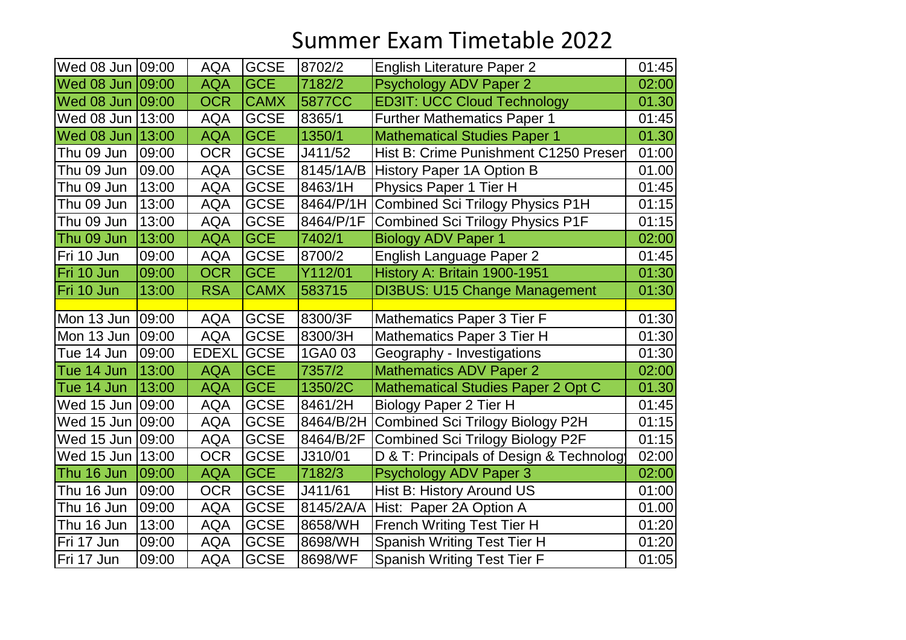# Summer Exam Timetable 2022

| Date | Time | Board | Level | Code | Title | Duration |
|---|---|---|---|---|---|---|
| Wed 08 Jun | 09:00 | AQA | GCSE | 8702/2 | English Literature Paper 2 | 01:45 |
| Wed 08 Jun | 09:00 | AQA | GCE | 7182/2 | Psychology ADV Paper 2 | 02:00 |
| Wed 08 Jun | 09:00 | OCR | CAMX | 5877CC | ED3IT: UCC Cloud Technology | 01.30 |
| Wed 08 Jun | 13:00 | AQA | GCSE | 8365/1 | Further Mathematics Paper 1 | 01:45 |
| Wed 08 Jun | 13:00 | AQA | GCE | 1350/1 | Mathematical Studies Paper 1 | 01.30 |
| Thu 09 Jun | 09:00 | OCR | GCSE | J411/52 | Hist B: Crime Punishment C1250 Preser | 01:00 |
| Thu 09 Jun | 09.00 | AQA | GCSE | 8145/1A/B | History Paper 1A Option B | 01.00 |
| Thu 09 Jun | 13:00 | AQA | GCSE | 8463/1H | Physics Paper 1 Tier H | 01:45 |
| Thu 09 Jun | 13:00 | AQA | GCSE | 8464/P/1H | Combined Sci Trilogy Physics P1H | 01:15 |
| Thu 09 Jun | 13:00 | AQA | GCSE | 8464/P/1F | Combined Sci Trilogy Physics P1F | 01:15 |
| Thu 09 Jun | 13:00 | AQA | GCE | 7402/1 | Biology ADV Paper 1 | 02:00 |
| Fri 10 Jun | 09:00 | AQA | GCSE | 8700/2 | English Language Paper 2 | 01:45 |
| Fri 10 Jun | 09:00 | OCR | GCE | Y112/01 | History A: Britain 1900-1951 | 01:30 |
| Fri 10 Jun | 13:00 | RSA | CAMX | 583715 | DI3BUS: U15 Change Management | 01:30 |
| | | | | | | |
| Mon 13 Jun | 09:00 | AQA | GCSE | 8300/3F | Mathematics Paper 3 Tier F | 01:30 |
| Mon 13 Jun | 09:00 | AQA | GCSE | 8300/3H | Mathematics Paper 3 Tier H | 01:30 |
| Tue 14 Jun | 09:00 | EDEXL | GCSE | 1GA0 03 | Geography - Investigations | 01:30 |
| Tue 14 Jun | 13:00 | AQA | GCE | 7357/2 | Mathematics ADV Paper 2 | 02:00 |
| Tue 14 Jun | 13:00 | AQA | GCE | 1350/2C | Mathematical Studies Paper 2 Opt C | 01.30 |
| Wed 15 Jun | 09:00 | AQA | GCSE | 8461/2H | Biology Paper 2 Tier H | 01:45 |
| Wed 15 Jun | 09:00 | AQA | GCSE | 8464/B/2H | Combined Sci Trilogy Biology P2H | 01:15 |
| Wed 15 Jun | 09:00 | AQA | GCSE | 8464/B/2F | Combined Sci Trilogy Biology P2F | 01:15 |
| Wed 15 Jun | 13:00 | OCR | GCSE | J310/01 | D & T: Principals of Design & Technolog | 02:00 |
| Thu 16 Jun | 09:00 | AQA | GCE | 7182/3 | Psychology ADV Paper 3 | 02:00 |
| Thu 16 Jun | 09:00 | OCR | GCSE | J411/61 | Hist B: History Around US | 01:00 |
| Thu 16 Jun | 09:00 | AQA | GCSE | 8145/2A/A | Hist: Paper 2A Option A | 01.00 |
| Thu 16 Jun | 13:00 | AQA | GCSE | 8658/WH | French Writing Test Tier H | 01:20 |
| Fri 17 Jun | 09:00 | AQA | GCSE | 8698/WH | Spanish Writing Test Tier H | 01:20 |
| Fri 17 Jun | 09:00 | AQA | GCSE | 8698/WF | Spanish Writing Test Tier F | 01:05 |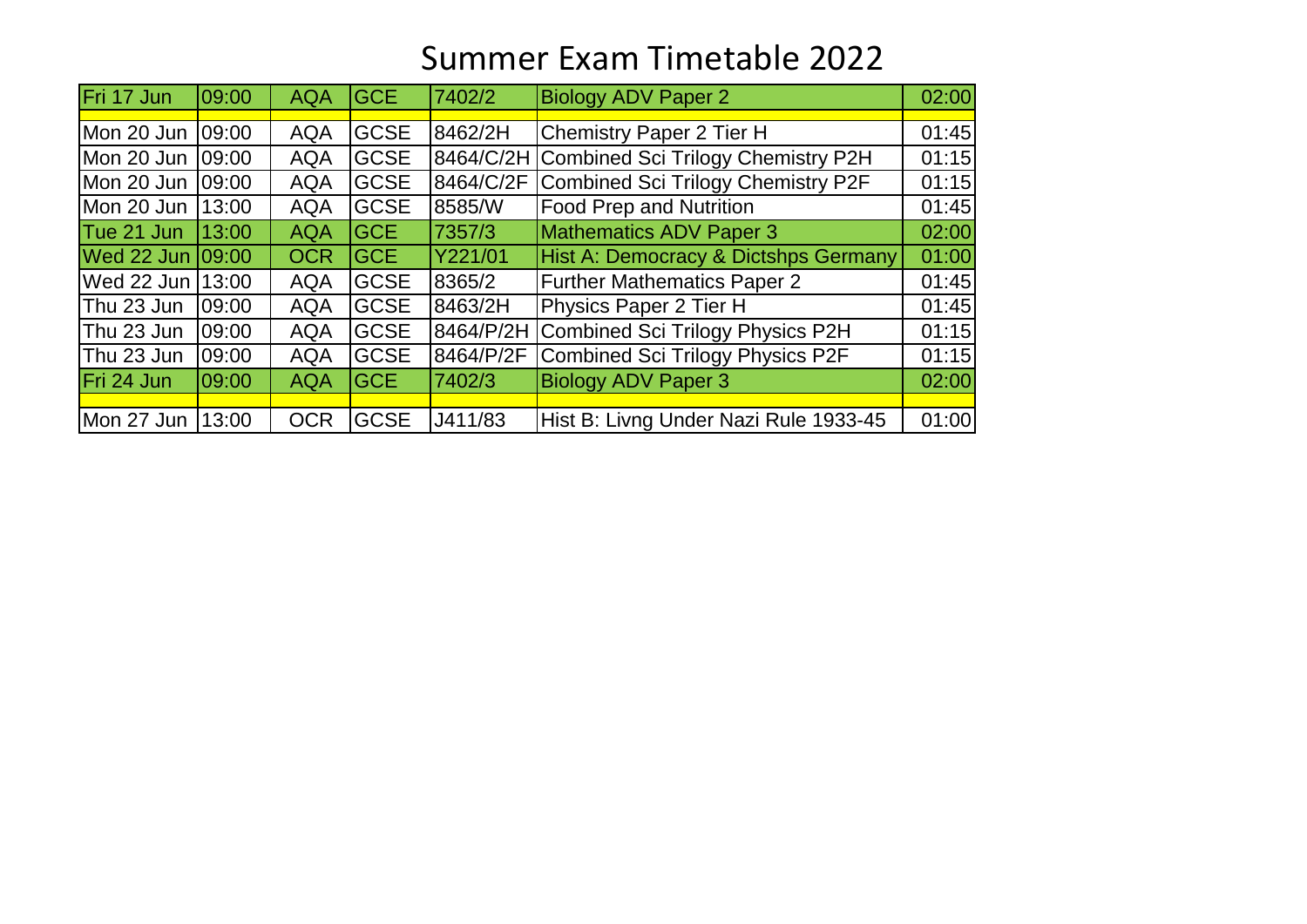# Summer Exam Timetable 2022

| | | | | | | |
|---|---|---|---|---|---|---|
| Fri 17 Jun | 09:00 | AQA | GCE | 7402/2 | Biology ADV Paper 2 | 02:00 |
| | | | | | | |
| Mon 20 Jun | 09:00 | AQA | GCSE | 8462/2H | Chemistry Paper 2 Tier H | 01:45 |
| Mon 20 Jun | 09:00 | AQA | GCSE | 8464/C/2H | Combined Sci Trilogy Chemistry P2H | 01:15 |
| Mon 20 Jun | 09:00 | AQA | GCSE | 8464/C/2F | Combined Sci Trilogy Chemistry P2F | 01:15 |
| Mon 20 Jun | 13:00 | AQA | GCSE | 8585/W | Food Prep and Nutrition | 01:45 |
| Tue 21 Jun | 13:00 | AQA | GCE | 7357/3 | Mathematics ADV Paper 3 | 02:00 |
| Wed 22 Jun | 09:00 | OCR | GCE | Y221/01 | Hist A: Democracy & Dictshps Germany | 01:00 |
| Wed 22 Jun | 13:00 | AQA | GCSE | 8365/2 | Further Mathematics Paper 2 | 01:45 |
| Thu 23 Jun | 09:00 | AQA | GCSE | 8463/2H | Physics Paper 2 Tier H | 01:45 |
| Thu 23 Jun | 09:00 | AQA | GCSE | 8464/P/2H | Combined Sci Trilogy Physics P2H | 01:15 |
| Thu 23 Jun | 09:00 | AQA | GCSE | 8464/P/2F | Combined Sci Trilogy Physics P2F | 01:15 |
| Fri 24 Jun | 09:00 | AQA | GCE | 7402/3 | Biology ADV Paper 3 | 02:00 |
| | | | | | | |
| Mon 27 Jun | 13:00 | OCR | GCSE | J411/83 | Hist B: Livng Under Nazi Rule 1933-45 | 01:00 |